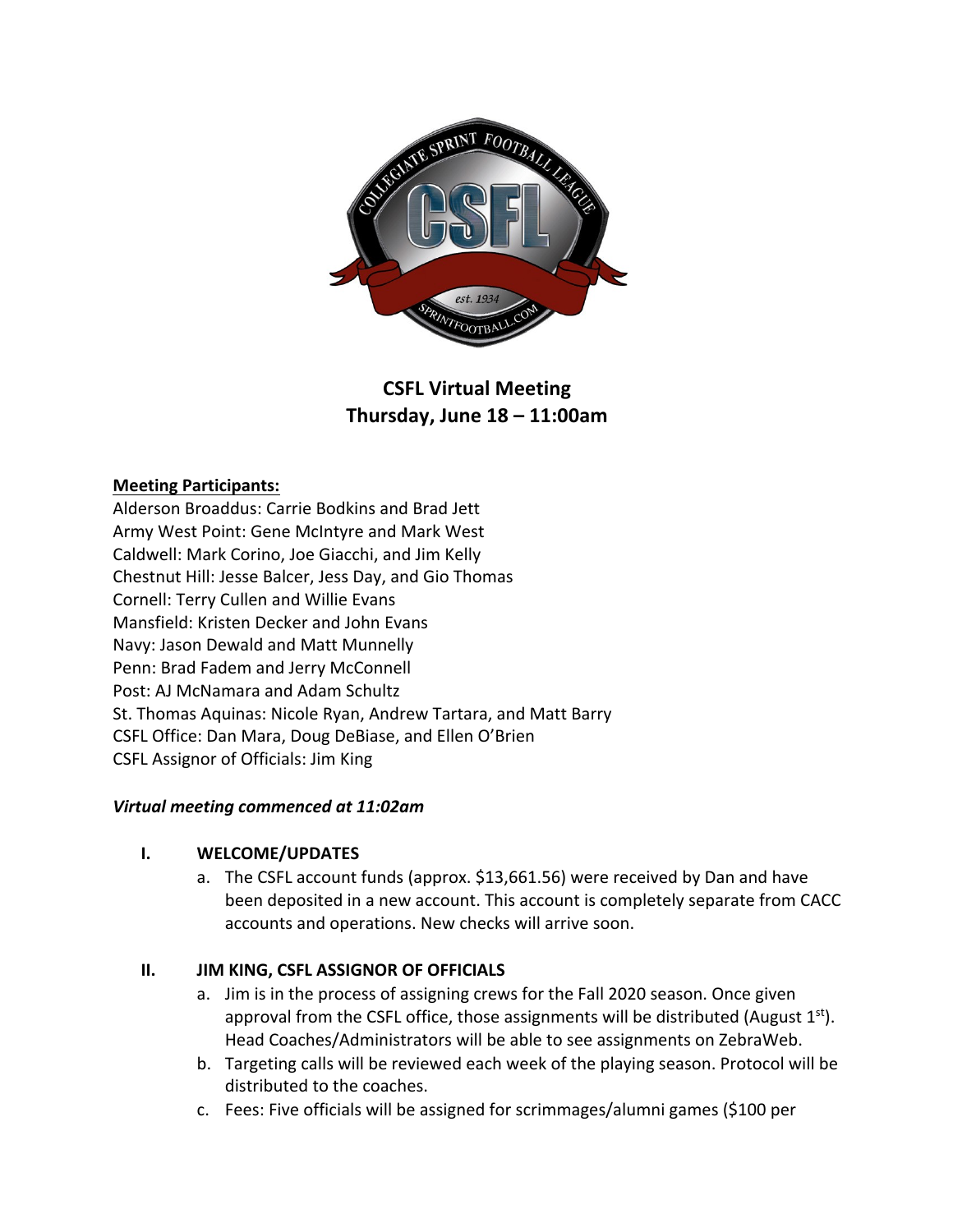# CSFL Virtual Meeting
## Thursday, June 18 – 11:00am

**Meeting Participants:**

Alderson Broaddus: Carrie Bodkins and Brad Jett
Army West Point: Gene McIntyre and Mark West
Caldwell: Mark Corino, Joe Giacchi, and Jim Kelly
Chestnut Hill: Jesse Balcer, Jess Day, and Gio Thomas
Cornell: Terry Cullen and Willie Evans
Mansfield: Kristen Decker and John Evans
Navy: Jason Dewald and Matt Munnelly
Penn: Brad Fadem and Jerry McConnell
Post: AJ McNamara and Adam Schultz
St. Thomas Aquinas: Nicole Ryan, Andrew Tartara, and Matt Barry
CSFL Office: Dan Mara, Doug DeBiase, and Ellen O'Brien
CSFL Assignor of Officials: Jim King

***Virtual meeting commenced at 11:02am***

### I. WELCOME/UPDATES

a. The CSFL account funds (approx. $13,661.56) were received by Dan and have been deposited in a new account. This account is completely separate from CACC accounts and operations. New checks will arrive soon.

### II. JIM KING, CSFL ASSIGNOR OF OFFICIALS

a. Jim is in the process of assigning crews for the Fall 2020 season. Once given approval from the CSFL office, those assignments will be distributed (August 1st). Head Coaches/Administrators will be able to see assignments on ZebraWeb.

b. Targeting calls will be reviewed each week of the playing season. Protocol will be distributed to the coaches.

c. Fees: Five officials will be assigned for scrimmages/alumni games ($100 per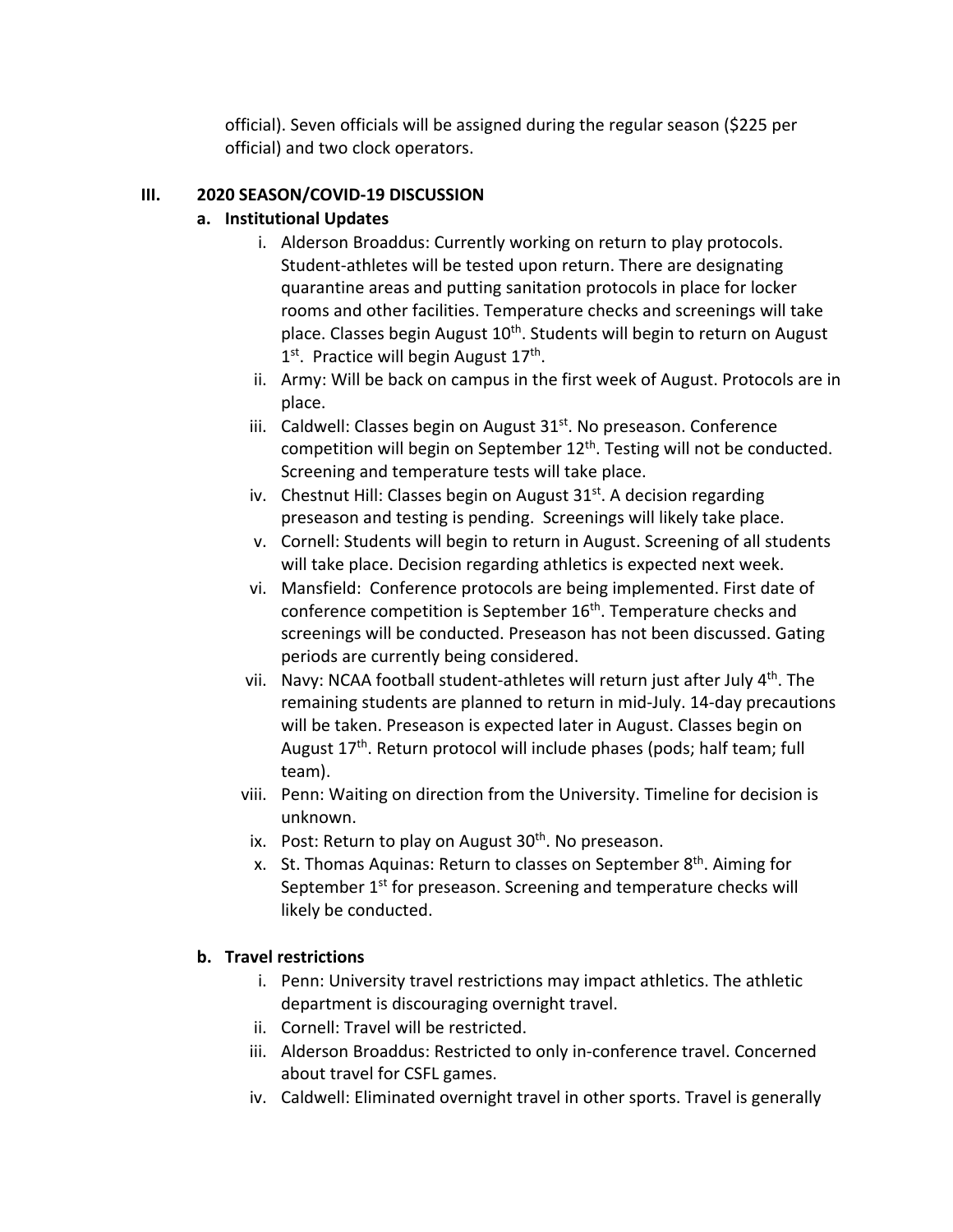official). Seven officials will be assigned during the regular season ($225 per official) and two clock operators.

## III. 2020 SEASON/COVID-19 DISCUSSION

### a. Institutional Updates

i. Alderson Broaddus: Currently working on return to play protocols. Student-athletes will be tested upon return. There are designating quarantine areas and putting sanitation protocols in place for locker rooms and other facilities. Temperature checks and screenings will take place. Classes begin August 10th. Students will begin to return on August 1st. Practice will begin August 17th.

ii. Army: Will be back on campus in the first week of August. Protocols are in place.

iii. Caldwell: Classes begin on August 31st. No preseason. Conference competition will begin on September 12th. Testing will not be conducted. Screening and temperature tests will take place.

iv. Chestnut Hill: Classes begin on August 31st. A decision regarding preseason and testing is pending. Screenings will likely take place.

v. Cornell: Students will begin to return in August. Screening of all students will take place. Decision regarding athletics is expected next week.

vi. Mansfield: Conference protocols are being implemented. First date of conference competition is September 16th. Temperature checks and screenings will be conducted. Preseason has not been discussed. Gating periods are currently being considered.

vii. Navy: NCAA football student-athletes will return just after July 4th. The remaining students are planned to return in mid-July. 14-day precautions will be taken. Preseason is expected later in August. Classes begin on August 17th. Return protocol will include phases (pods; half team; full team).

viii. Penn: Waiting on direction from the University. Timeline for decision is unknown.

ix. Post: Return to play on August 30th. No preseason.

x. St. Thomas Aquinas: Return to classes on September 8th. Aiming for September 1st for preseason. Screening and temperature checks will likely be conducted.

### b. Travel restrictions

i. Penn: University travel restrictions may impact athletics. The athletic department is discouraging overnight travel.

ii. Cornell: Travel will be restricted.

iii. Alderson Broaddus: Restricted to only in-conference travel. Concerned about travel for CSFL games.

iv. Caldwell: Eliminated overnight travel in other sports. Travel is generally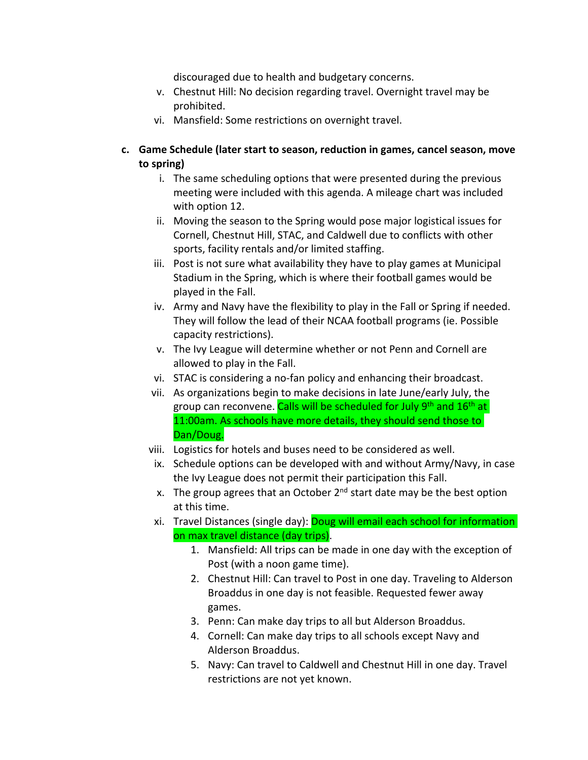discouraged due to health and budgetary concerns.

v. Chestnut Hill: No decision regarding travel. Overnight travel may be prohibited.

vi. Mansfield: Some restrictions on overnight travel.

**c. Game Schedule (later start to season, reduction in games, cancel season, move to spring)**

i. The same scheduling options that were presented during the previous meeting were included with this agenda. A mileage chart was included with option 12.

ii. Moving the season to the Spring would pose major logistical issues for Cornell, Chestnut Hill, STAC, and Caldwell due to conflicts with other sports, facility rentals and/or limited staffing.

iii. Post is not sure what availability they have to play games at Municipal Stadium in the Spring, which is where their football games would be played in the Fall.

iv. Army and Navy have the flexibility to play in the Fall or Spring if needed. They will follow the lead of their NCAA football programs (ie. Possible capacity restrictions).

v. The Ivy League will determine whether or not Penn and Cornell are allowed to play in the Fall.

vi. STAC is considering a no-fan policy and enhancing their broadcast.

vii. As organizations begin to make decisions in late June/early July, the group can reconvene. Calls will be scheduled for July 9th and 16th at 11:00am. As schools have more details, they should send those to Dan/Doug.

viii. Logistics for hotels and buses need to be considered as well.

ix. Schedule options can be developed with and without Army/Navy, in case the Ivy League does not permit their participation this Fall.

x. The group agrees that an October 2nd start date may be the best option at this time.

xi. Travel Distances (single day): Doug will email each school for information on max travel distance (day trips).

1. Mansfield: All trips can be made in one day with the exception of Post (with a noon game time).
2. Chestnut Hill: Can travel to Post in one day. Traveling to Alderson Broaddus in one day is not feasible. Requested fewer away games.
3. Penn: Can make day trips to all but Alderson Broaddus.
4. Cornell: Can make day trips to all schools except Navy and Alderson Broaddus.
5. Navy: Can travel to Caldwell and Chestnut Hill in one day. Travel restrictions are not yet known.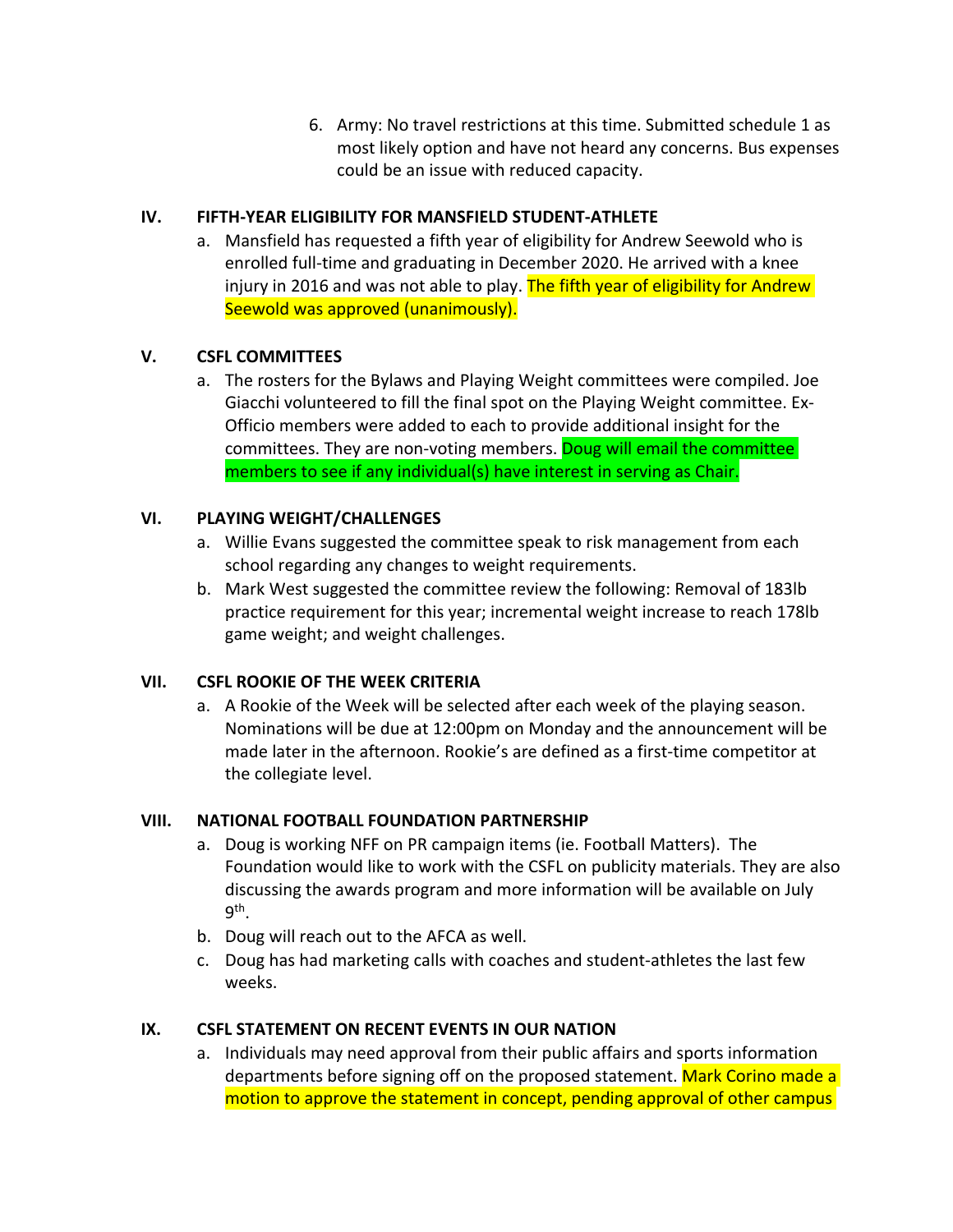6. Army: No travel restrictions at this time. Submitted schedule 1 as most likely option and have not heard any concerns. Bus expenses could be an issue with reduced capacity.

## IV. FIFTH-YEAR ELIGIBILITY FOR MANSFIELD STUDENT-ATHLETE

a. Mansfield has requested a fifth year of eligibility for Andrew Seewold who is enrolled full-time and graduating in December 2020. He arrived with a knee injury in 2016 and was not able to play. The fifth year of eligibility for Andrew Seewold was approved (unanimously).

## V. CSFL COMMITTEES

a. The rosters for the Bylaws and Playing Weight committees were compiled. Joe Giacchi volunteered to fill the final spot on the Playing Weight committee. Ex-Officio members were added to each to provide additional insight for the committees. They are non-voting members. Doug will email the committee members to see if any individual(s) have interest in serving as Chair.

## VI. PLAYING WEIGHT/CHALLENGES

a. Willie Evans suggested the committee speak to risk management from each school regarding any changes to weight requirements.
b. Mark West suggested the committee review the following: Removal of 183lb practice requirement for this year; incremental weight increase to reach 178lb game weight; and weight challenges.

## VII. CSFL ROOKIE OF THE WEEK CRITERIA

a. A Rookie of the Week will be selected after each week of the playing season. Nominations will be due at 12:00pm on Monday and the announcement will be made later in the afternoon. Rookie's are defined as a first-time competitor at the collegiate level.

## VIII. NATIONAL FOOTBALL FOUNDATION PARTNERSHIP

a. Doug is working NFF on PR campaign items (ie. Football Matters). The Foundation would like to work with the CSFL on publicity materials. They are also discussing the awards program and more information will be available on July 9th.
b. Doug will reach out to the AFCA as well.
c. Doug has had marketing calls with coaches and student-athletes the last few weeks.

## IX. CSFL STATEMENT ON RECENT EVENTS IN OUR NATION

a. Individuals may need approval from their public affairs and sports information departments before signing off on the proposed statement. Mark Corino made a motion to approve the statement in concept, pending approval of other campus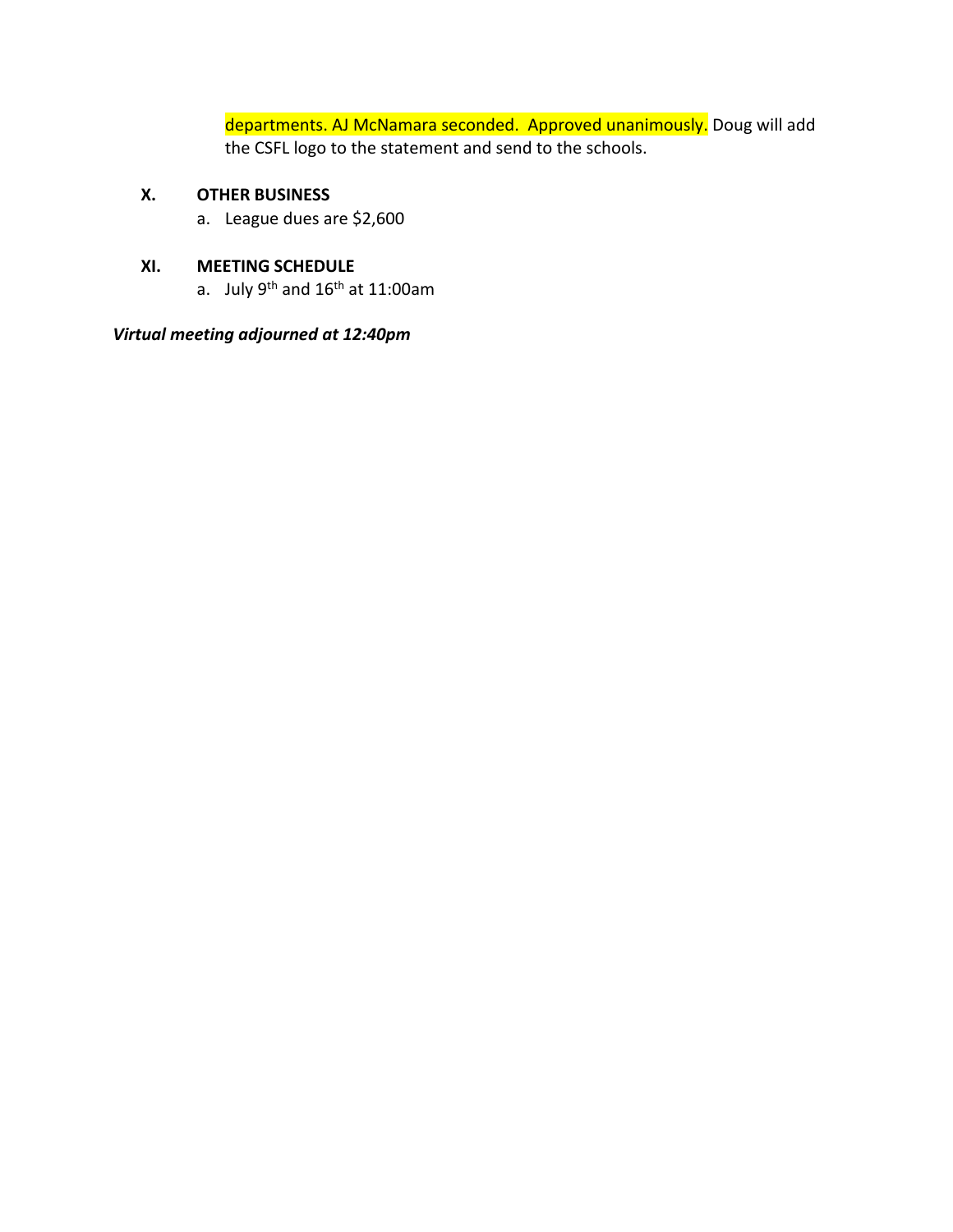departments. AJ McNamara seconded. Approved unanimously. Doug will add the CSFL logo to the statement and send to the schools.

## X. OTHER BUSINESS

a. League dues are $2,600

## XI. MEETING SCHEDULE

a. July 9th and 16th at 11:00am

***Virtual meeting adjourned at 12:40pm***